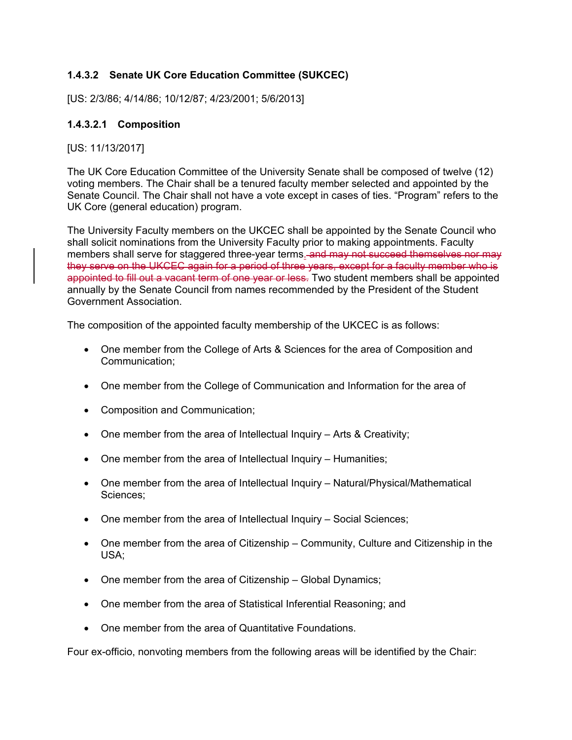### 1.4.3.2 Senate UK Core Education Committee (SUKCEC)

[US: 2/3/86; 4/14/86; 10/12/87; 4/23/2001; 5/6/2013]

#### 1.4.3.2.1 Composition

[US: 11/13/2017]

The UK Core Education Committee of the University Senate shall be composed of twelve (12) voting members. The Chair shall be a tenured faculty member selected and appointed by the Senate Council. The Chair shall not have a vote except in cases of ties. "Program" refers to the UK Core (general education) program.

The University Faculty members on the UKCEC shall be appointed by the Senate Council who shall solicit nominations from the University Faculty prior to making appointments. Faculty members shall serve for staggered three-year terms. ~~and may not succeed themselves nor may they serve on the UKCEC again for a period of three years, except for a faculty member who is appointed to fill out a vacant term of one year or less.~~ Two student members shall be appointed annually by the Senate Council from names recommended by the President of the Student Government Association.

The composition of the appointed faculty membership of the UKCEC is as follows:

- One member from the College of Arts & Sciences for the area of Composition and Communication;
- One member from the College of Communication and Information for the area of
- Composition and Communication;
- One member from the area of Intellectual Inquiry – Arts & Creativity;
- One member from the area of Intellectual Inquiry – Humanities;
- One member from the area of Intellectual Inquiry – Natural/Physical/Mathematical Sciences;
- One member from the area of Intellectual Inquiry – Social Sciences;
- One member from the area of Citizenship – Community, Culture and Citizenship in the USA;
- One member from the area of Citizenship – Global Dynamics;
- One member from the area of Statistical Inferential Reasoning; and
- One member from the area of Quantitative Foundations.

Four ex-officio, nonvoting members from the following areas will be identified by the Chair: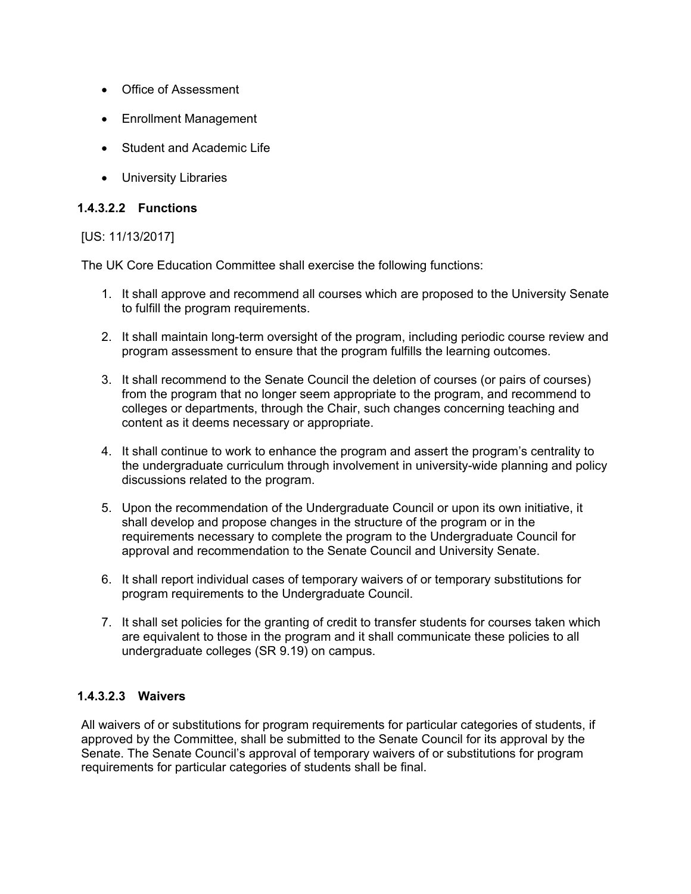- Office of Assessment
- Enrollment Management
- Student and Academic Life
- University Libraries

#### 1.4.3.2.2 Functions

[US: 11/13/2017]

The UK Core Education Committee shall exercise the following functions:

1. It shall approve and recommend all courses which are proposed to the University Senate to fulfill the program requirements.
2. It shall maintain long-term oversight of the program, including periodic course review and program assessment to ensure that the program fulfills the learning outcomes.
3. It shall recommend to the Senate Council the deletion of courses (or pairs of courses) from the program that no longer seem appropriate to the program, and recommend to colleges or departments, through the Chair, such changes concerning teaching and content as it deems necessary or appropriate.
4. It shall continue to work to enhance the program and assert the program's centrality to the undergraduate curriculum through involvement in university-wide planning and policy discussions related to the program.
5. Upon the recommendation of the Undergraduate Council or upon its own initiative, it shall develop and propose changes in the structure of the program or in the requirements necessary to complete the program to the Undergraduate Council for approval and recommendation to the Senate Council and University Senate.
6. It shall report individual cases of temporary waivers of or temporary substitutions for program requirements to the Undergraduate Council.
7. It shall set policies for the granting of credit to transfer students for courses taken which are equivalent to those in the program and it shall communicate these policies to all undergraduate colleges (SR 9.19) on campus.

#### 1.4.3.2.3 Waivers

All waivers of or substitutions for program requirements for particular categories of students, if approved by the Committee, shall be submitted to the Senate Council for its approval by the Senate. The Senate Council's approval of temporary waivers of or substitutions for program requirements for particular categories of students shall be final.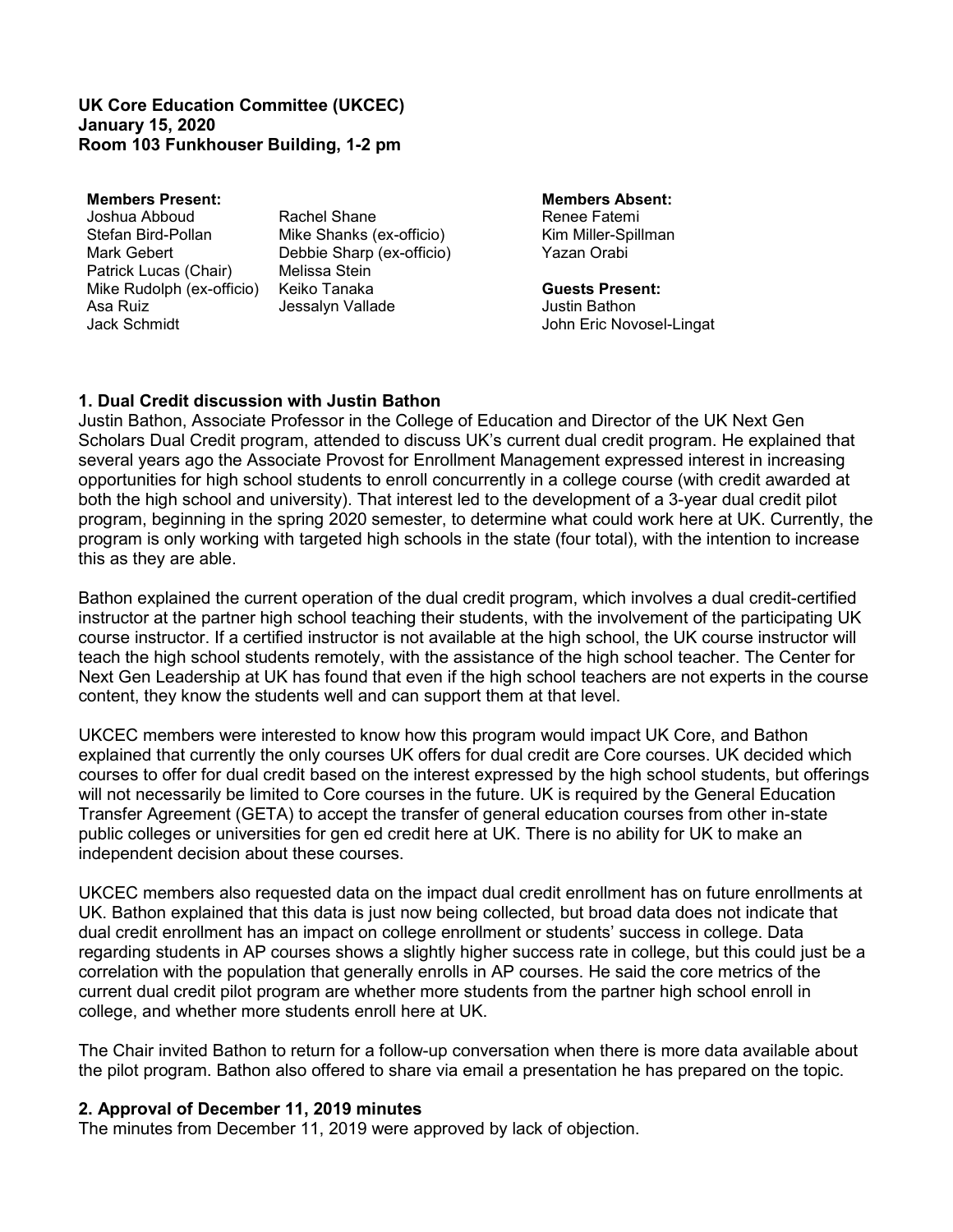**UK Core Education Committee (UKCEC)**
**January 15, 2020**
**Room 103 Funkhouser Building, 1-2 pm**

**Members Present:**
Joshua Abboud
Stefan Bird-Pollan
Mark Gebert
Patrick Lucas (Chair)
Mike Rudolph (ex-officio)
Asa Ruiz
Jack Schmidt
Rachel Shane
Mike Shanks (ex-officio)
Debbie Sharp (ex-officio)
Melissa Stein
Keiko Tanaka
Jessalyn Vallade

**Members Absent:**
Renee Fatemi
Kim Miller-Spillman
Yazan Orabi

**Guests Present:**
Justin Bathon
John Eric Novosel-Lingat

## 1. Dual Credit discussion with Justin Bathon

Justin Bathon, Associate Professor in the College of Education and Director of the UK Next Gen Scholars Dual Credit program, attended to discuss UK's current dual credit program. He explained that several years ago the Associate Provost for Enrollment Management expressed interest in increasing opportunities for high school students to enroll concurrently in a college course (with credit awarded at both the high school and university). That interest led to the development of a 3-year dual credit pilot program, beginning in the spring 2020 semester, to determine what could work here at UK. Currently, the program is only working with targeted high schools in the state (four total), with the intention to increase this as they are able.

Bathon explained the current operation of the dual credit program, which involves a dual credit-certified instructor at the partner high school teaching their students, with the involvement of the participating UK course instructor. If a certified instructor is not available at the high school, the UK course instructor will teach the high school students remotely, with the assistance of the high school teacher. The Center for Next Gen Leadership at UK has found that even if the high school teachers are not experts in the course content, they know the students well and can support them at that level.

UKCEC members were interested to know how this program would impact UK Core, and Bathon explained that currently the only courses UK offers for dual credit are Core courses. UK decided which courses to offer for dual credit based on the interest expressed by the high school students, but offerings will not necessarily be limited to Core courses in the future. UK is required by the General Education Transfer Agreement (GETA) to accept the transfer of general education courses from other in-state public colleges or universities for gen ed credit here at UK. There is no ability for UK to make an independent decision about these courses.

UKCEC members also requested data on the impact dual credit enrollment has on future enrollments at UK. Bathon explained that this data is just now being collected, but broad data does not indicate that dual credit enrollment has an impact on college enrollment or students' success in college. Data regarding students in AP courses shows a slightly higher success rate in college, but this could just be a correlation with the population that generally enrolls in AP courses. He said the core metrics of the current dual credit pilot program are whether more students from the partner high school enroll in college, and whether more students enroll here at UK.

The Chair invited Bathon to return for a follow-up conversation when there is more data available about the pilot program. Bathon also offered to share via email a presentation he has prepared on the topic.

## 2. Approval of December 11, 2019 minutes

The minutes from December 11, 2019 were approved by lack of objection.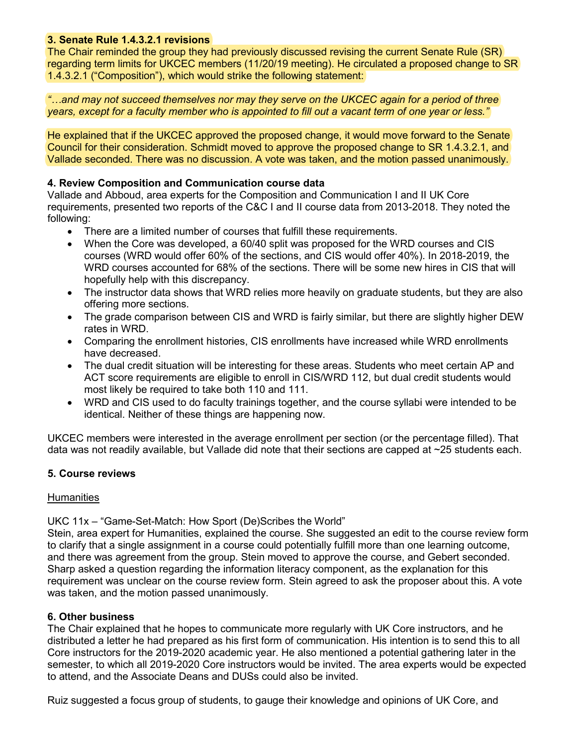**3. Senate Rule 1.4.3.2.1 revisions**

The Chair reminded the group they had previously discussed revising the current Senate Rule (SR) regarding term limits for UKCEC members (11/20/19 meeting). He circulated a proposed change to SR 1.4.3.2.1 ("Composition"), which would strike the following statement:

*"…and may not succeed themselves nor may they serve on the UKCEC again for a period of three years, except for a faculty member who is appointed to fill out a vacant term of one year or less."*

He explained that if the UKCEC approved the proposed change, it would move forward to the Senate Council for their consideration. Schmidt moved to approve the proposed change to SR 1.4.3.2.1, and Vallade seconded. There was no discussion. A vote was taken, and the motion passed unanimously.

**4. Review Composition and Communication course data**

Vallade and Abboud, area experts for the Composition and Communication I and II UK Core requirements, presented two reports of the C&C I and II course data from 2013-2018. They noted the following:

- There are a limited number of courses that fulfill these requirements.
- When the Core was developed, a 60/40 split was proposed for the WRD courses and CIS courses (WRD would offer 60% of the sections, and CIS would offer 40%). In 2018-2019, the WRD courses accounted for 68% of the sections. There will be some new hires in CIS that will hopefully help with this discrepancy.
- The instructor data shows that WRD relies more heavily on graduate students, but they are also offering more sections.
- The grade comparison between CIS and WRD is fairly similar, but there are slightly higher DEW rates in WRD.
- Comparing the enrollment histories, CIS enrollments have increased while WRD enrollments have decreased.
- The dual credit situation will be interesting for these areas. Students who meet certain AP and ACT score requirements are eligible to enroll in CIS/WRD 112, but dual credit students would most likely be required to take both 110 and 111.
- WRD and CIS used to do faculty trainings together, and the course syllabi were intended to be identical. Neither of these things are happening now.

UKCEC members were interested in the average enrollment per section (or the percentage filled). That data was not readily available, but Vallade did note that their sections are capped at ~25 students each.

**5. Course reviews**

<u>Humanities</u>

UKC 11x – "Game-Set-Match: How Sport (De)Scribes the World"

Stein, area expert for Humanities, explained the course. She suggested an edit to the course review form to clarify that a single assignment in a course could potentially fulfill more than one learning outcome, and there was agreement from the group. Stein moved to approve the course, and Gebert seconded. Sharp asked a question regarding the information literacy component, as the explanation for this requirement was unclear on the course review form. Stein agreed to ask the proposer about this. A vote was taken, and the motion passed unanimously.

**6. Other business**

The Chair explained that he hopes to communicate more regularly with UK Core instructors, and he distributed a letter he had prepared as his first form of communication. His intention is to send this to all Core instructors for the 2019-2020 academic year. He also mentioned a potential gathering later in the semester, to which all 2019-2020 Core instructors would be invited. The area experts would be expected to attend, and the Associate Deans and DUSs could also be invited.

Ruiz suggested a focus group of students, to gauge their knowledge and opinions of UK Core, and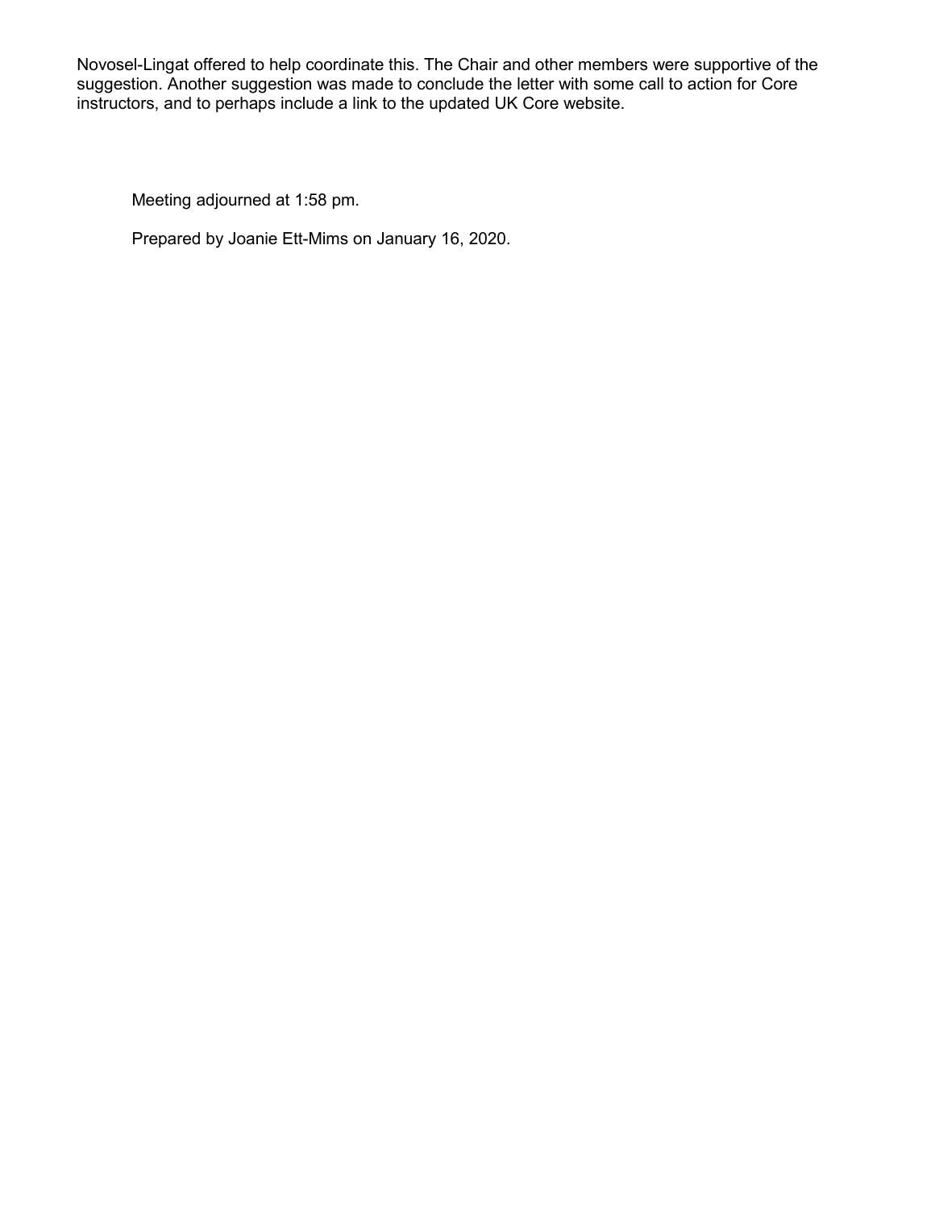Novosel-Lingat offered to help coordinate this. The Chair and other members were supportive of the suggestion. Another suggestion was made to conclude the letter with some call to action for Core instructors, and to perhaps include a link to the updated UK Core website.

Meeting adjourned at 1:58 pm.

Prepared by Joanie Ett-Mims on January 16, 2020.